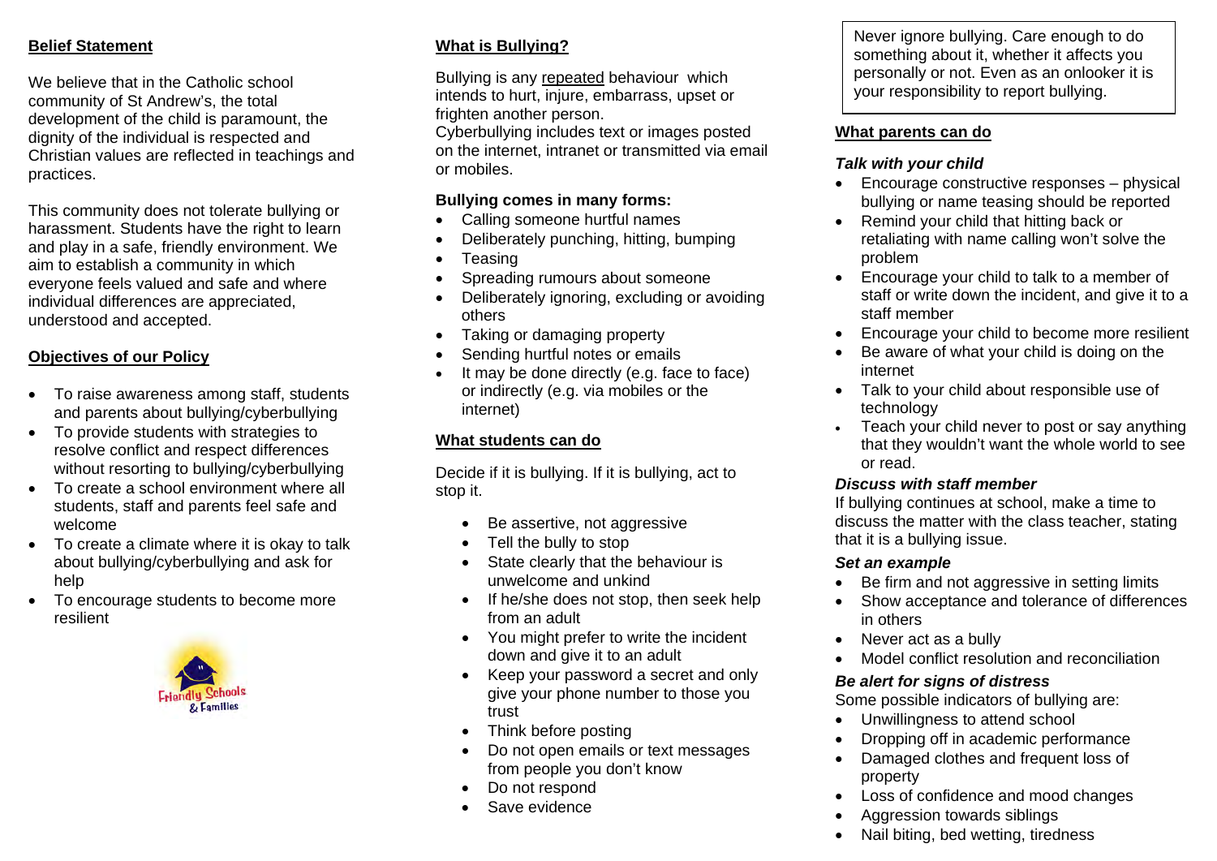## Belief Statement

We believe that in the Catholic school community of St Andrew's, the total development of the child is paramount, the dignity of the individual is respected and Christian values are reflected in teachings and practices.

This community does not tolerate bullying or harassment. Students have the right to learn and play in a safe, friendly environment. We aim to establish a community in which everyone feels valued and safe and where individual differences are appreciated, understood and accepted.

## Objectives of our Policy

- To raise awareness among staff, students and parents about bullying/cyberbullying
- To provide students with strategies to resolve conflict and respect differences without resorting to bullying/cyberbullying
- To create a school environment where all students, staff and parents feel safe and welcome
- To create a climate where it is okay to talk about bullying/cyberbullying and ask for help
- To encourage students to become more resilient

Friendly Schools & Families

## What is Bullying?

Bullying is any repeated behaviour which intends to hurt, injure, embarrass, upset or frighten another person.
Cyberbullying includes text or images posted on the internet, intranet or transmitted via email or mobiles.

**Bullying comes in many forms:**

- Calling someone hurtful names
- Deliberately punching, hitting, bumping
- Teasing
- Spreading rumours about someone
- Deliberately ignoring, excluding or avoiding others
- Taking or damaging property
- Sending hurtful notes or emails
- It may be done directly (e.g. face to face) or indirectly (e.g. via mobiles or the internet)

## What students can do

Decide if it is bullying. If it is bullying, act to stop it.

- Be assertive, not aggressive
- Tell the bully to stop
- State clearly that the behaviour is unwelcome and unkind
- If he/she does not stop, then seek help from an adult
- You might prefer to write the incident down and give it to an adult
- Keep your password a secret and only give your phone number to those you trust
- Think before posting
- Do not open emails or text messages from people you don't know
- Do not respond
- Save evidence

Never ignore bullying. Care enough to do something about it, whether it affects you personally or not. Even as an onlooker it is your responsibility to report bullying.

## What parents can do

### *Talk with your child*

- Encourage constructive responses – physical bullying or name teasing should be reported
- Remind your child that hitting back or retaliating with name calling won't solve the problem
- Encourage your child to talk to a member of staff or write down the incident, and give it to a staff member
- Encourage your child to become more resilient
- Be aware of what your child is doing on the internet
- Talk to your child about responsible use of technology
- Teach your child never to post or say anything that they wouldn't want the whole world to see or read.

### *Discuss with staff member*

If bullying continues at school, make a time to discuss the matter with the class teacher, stating that it is a bullying issue.

### *Set an example*

- Be firm and not aggressive in setting limits
- Show acceptance and tolerance of differences in others
- Never act as a bully
- Model conflict resolution and reconciliation

### *Be alert for signs of distress*

Some possible indicators of bullying are:

- Unwillingness to attend school
- Dropping off in academic performance
- Damaged clothes and frequent loss of property
- Loss of confidence and mood changes
- Aggression towards siblings
- Nail biting, bed wetting, tiredness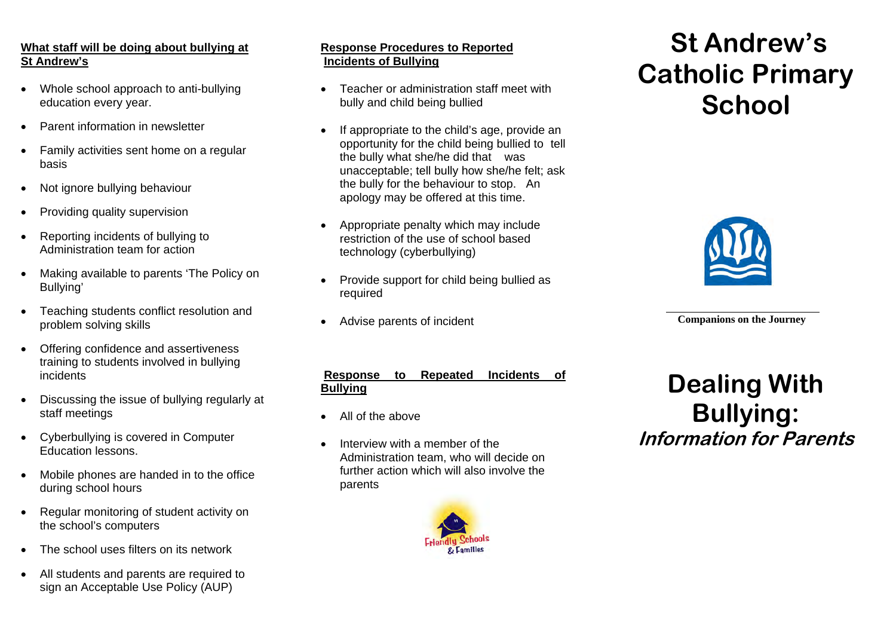## What staff will be doing about bullying at St Andrew's

- Whole school approach to anti-bullying education every year.
- Parent information in newsletter
- Family activities sent home on a regular basis
- Not ignore bullying behaviour
- Providing quality supervision
- Reporting incidents of bullying to Administration team for action
- Making available to parents 'The Policy on Bullying'
- Teaching students conflict resolution and problem solving skills
- Offering confidence and assertiveness training to students involved in bullying incidents
- Discussing the issue of bullying regularly at staff meetings
- Cyberbullying is covered in Computer Education lessons.
- Mobile phones are handed in to the office during school hours
- Regular monitoring of student activity on the school's computers
- The school uses filters on its network
- All students and parents are required to sign an Acceptable Use Policy (AUP)

## Response Procedures to Reported Incidents of Bullying

- Teacher or administration staff meet with bully and child being bullied
- If appropriate to the child's age, provide an opportunity for the child being bullied to tell the bully what she/he did that was unacceptable; tell bully how she/he felt; ask the bully for the behaviour to stop. An apology may be offered at this time.
- Appropriate penalty which may include restriction of the use of school based technology (cyberbullying)
- Provide support for child being bullied as required
- Advise parents of incident

## Response to Repeated Incidents of Bullying

- All of the above
- Interview with a member of the Administration team, who will decide on further action which will also involve the parents

Friendly Schools & Families

# St Andrew's Catholic Primary School

**Companions on the Journey**

# Dealing With Bullying:

## *Information for Parents*